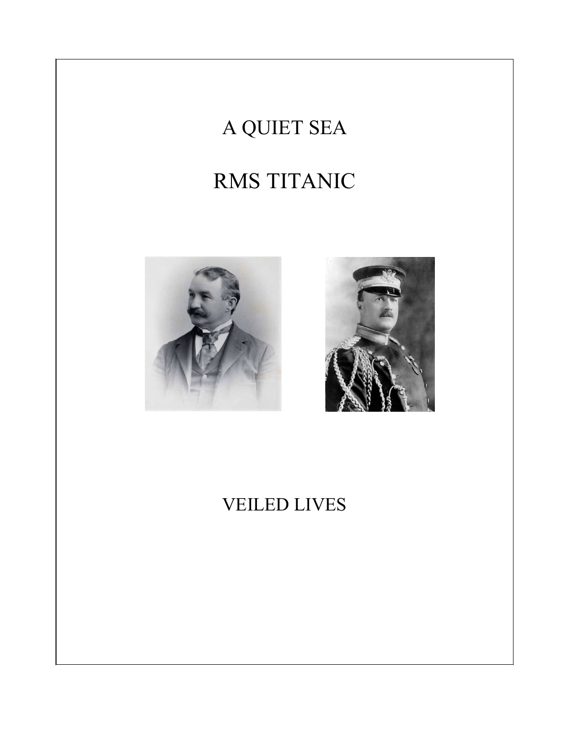# A QUIET SEA

# RMS TITANIC

## VEILED LIVES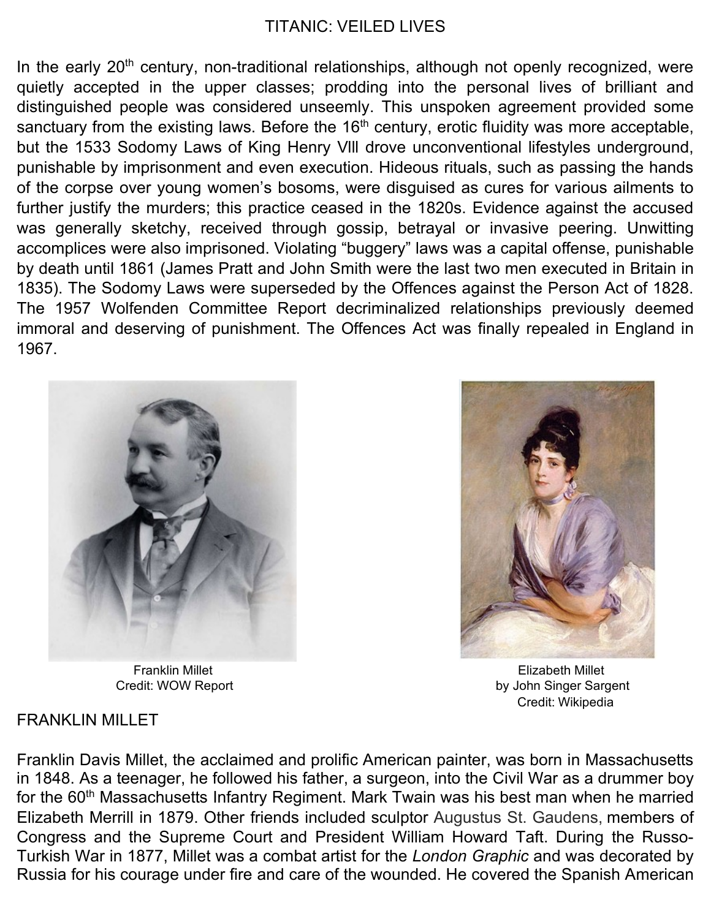# TITANIC: VEILED LIVES

In the early 20th century, non-traditional relationships, although not openly recognized, were quietly accepted in the upper classes; prodding into the personal lives of brilliant and distinguished people was considered unseemly. This unspoken agreement provided some sanctuary from the existing laws. Before the 16th century, erotic fluidity was more acceptable, but the 1533 Sodomy Laws of King Henry Vlll drove unconventional lifestyles underground, punishable by imprisonment and even execution. Hideous rituals, such as passing the hands of the corpse over young women's bosoms, were disguised as cures for various ailments to further justify the murders; this practice ceased in the 1820s. Evidence against the accused was generally sketchy, received through gossip, betrayal or invasive peering. Unwitting accomplices were also imprisoned. Violating "buggery" laws was a capital offense, punishable by death until 1861 (James Pratt and John Smith were the last two men executed in Britain in 1835). The Sodomy Laws were superseded by the Offences against the Person Act of 1828. The 1957 Wolfenden Committee Report decriminalized relationships previously deemed immoral and deserving of punishment. The Offences Act was finally repealed in England in 1967.

Franklin Millet
Credit: WOW Report

Elizabeth Millet
by John Singer Sargent
Credit: Wikipedia

## FRANKLIN MILLET

Franklin Davis Millet, the acclaimed and prolific American painter, was born in Massachusetts in 1848. As a teenager, he followed his father, a surgeon, into the Civil War as a drummer boy for the 60th Massachusetts Infantry Regiment. Mark Twain was his best man when he married Elizabeth Merrill in 1879. Other friends included sculptor Augustus St. Gaudens, members of Congress and the Supreme Court and President William Howard Taft. During the Russo-Turkish War in 1877, Millet was a combat artist for the *London Graphic* and was decorated by Russia for his courage under fire and care of the wounded. He covered the Spanish American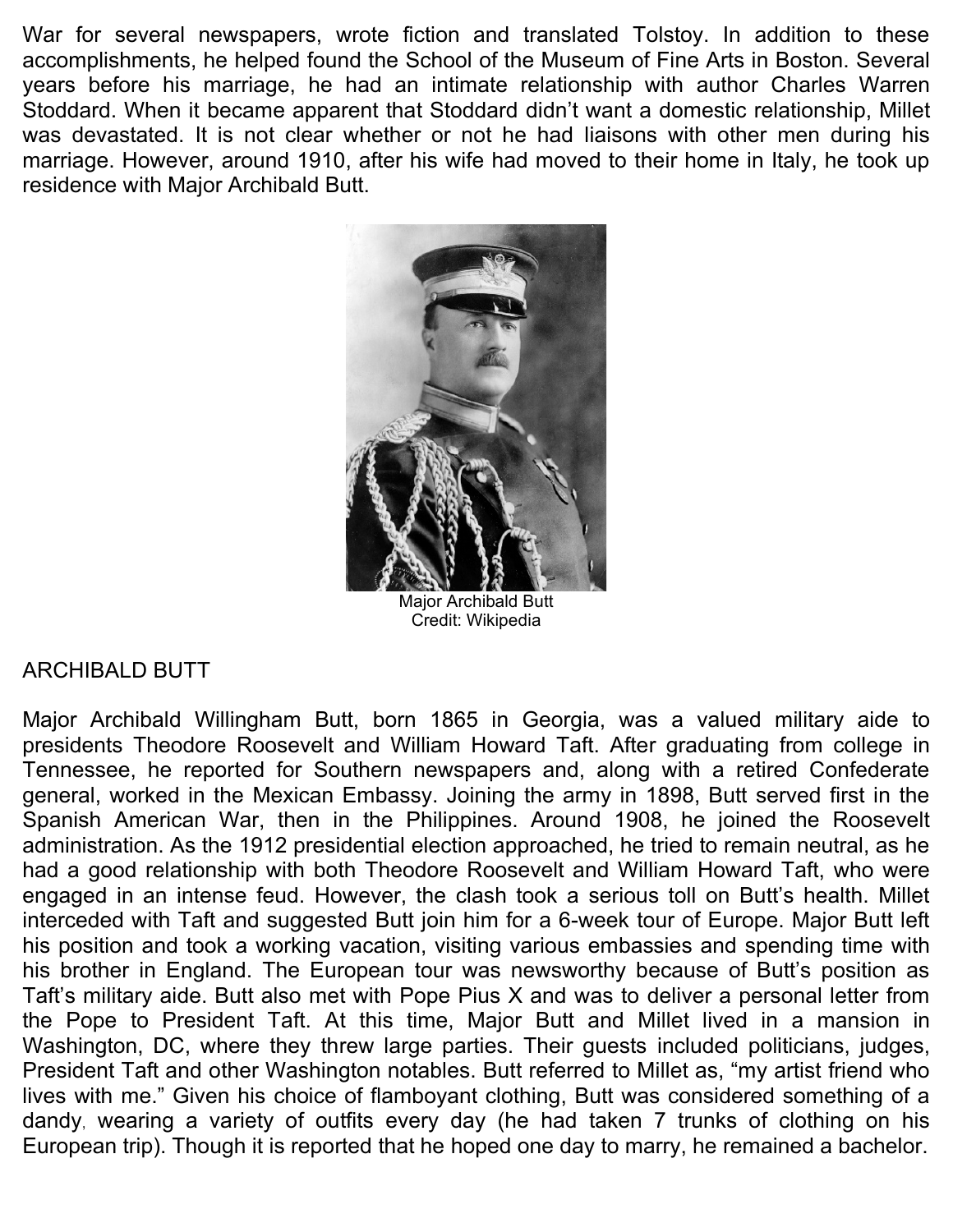War for several newspapers, wrote fiction and translated Tolstoy. In addition to these accomplishments, he helped found the School of the Museum of Fine Arts in Boston. Several years before his marriage, he had an intimate relationship with author Charles Warren Stoddard. When it became apparent that Stoddard didn't want a domestic relationship, Millet was devastated. It is not clear whether or not he had liaisons with other men during his marriage. However, around 1910, after his wife had moved to their home in Italy, he took up residence with Major Archibald Butt.

Major Archibald Butt
Credit: Wikipedia

## ARCHIBALD BUTT

Major Archibald Willingham Butt, born 1865 in Georgia, was a valued military aide to presidents Theodore Roosevelt and William Howard Taft. After graduating from college in Tennessee, he reported for Southern newspapers and, along with a retired Confederate general, worked in the Mexican Embassy. Joining the army in 1898, Butt served first in the Spanish American War, then in the Philippines. Around 1908, he joined the Roosevelt administration. As the 1912 presidential election approached, he tried to remain neutral, as he had a good relationship with both Theodore Roosevelt and William Howard Taft, who were engaged in an intense feud. However, the clash took a serious toll on Butt's health. Millet interceded with Taft and suggested Butt join him for a 6-week tour of Europe. Major Butt left his position and took a working vacation, visiting various embassies and spending time with his brother in England. The European tour was newsworthy because of Butt's position as Taft's military aide. Butt also met with Pope Pius X and was to deliver a personal letter from the Pope to President Taft. At this time, Major Butt and Millet lived in a mansion in Washington, DC, where they threw large parties. Their guests included politicians, judges, President Taft and other Washington notables. Butt referred to Millet as, "my artist friend who lives with me." Given his choice of flamboyant clothing, Butt was considered something of a dandy, wearing a variety of outfits every day (he had taken 7 trunks of clothing on his European trip). Though it is reported that he hoped one day to marry, he remained a bachelor.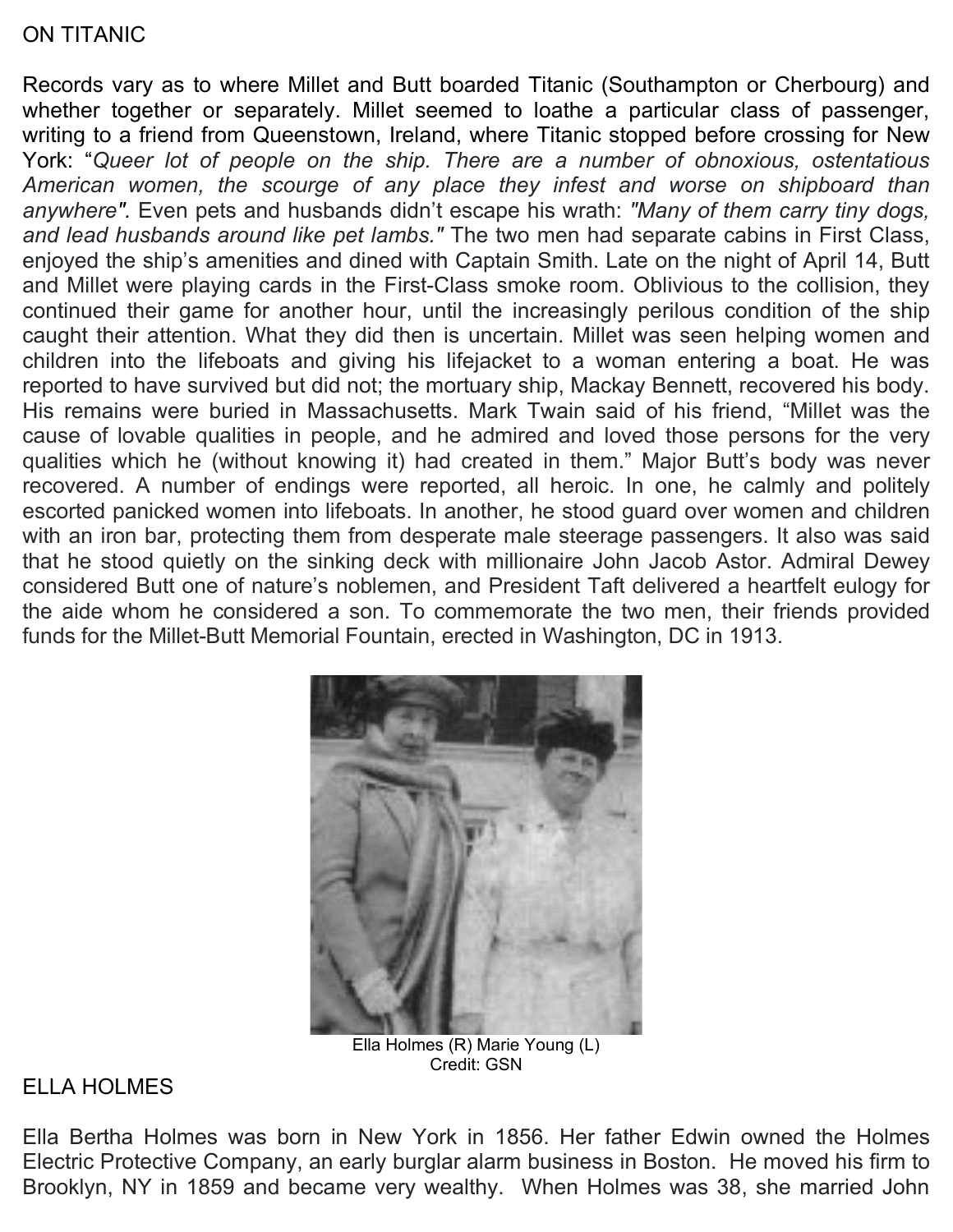## ON TITANIC

Records vary as to where Millet and Butt boarded Titanic (Southampton or Cherbourg) and whether together or separately. Millet seemed to loathe a particular class of passenger, writing to a friend from Queenstown, Ireland, where Titanic stopped before crossing for New York: "*Queer lot of people on the ship. There are a number of obnoxious, ostentatious American women, the scourge of any place they infest and worse on shipboard than anywhere".* Even pets and husbands didn't escape his wrath: *"Many of them carry tiny dogs, and lead husbands around like pet lambs."* The two men had separate cabins in First Class, enjoyed the ship's amenities and dined with Captain Smith. Late on the night of April 14, Butt and Millet were playing cards in the First-Class smoke room. Oblivious to the collision, they continued their game for another hour, until the increasingly perilous condition of the ship caught their attention. What they did then is uncertain. Millet was seen helping women and children into the lifeboats and giving his lifejacket to a woman entering a boat. He was reported to have survived but did not; the mortuary ship, Mackay Bennett, recovered his body. His remains were buried in Massachusetts. Mark Twain said of his friend, "Millet was the cause of lovable qualities in people, and he admired and loved those persons for the very qualities which he (without knowing it) had created in them." Major Butt's body was never recovered. A number of endings were reported, all heroic. In one, he calmly and politely escorted panicked women into lifeboats. In another, he stood guard over women and children with an iron bar, protecting them from desperate male steerage passengers. It also was said that he stood quietly on the sinking deck with millionaire John Jacob Astor. Admiral Dewey considered Butt one of nature's noblemen, and President Taft delivered a heartfelt eulogy for the aide whom he considered a son. To commemorate the two men, their friends provided funds for the Millet-Butt Memorial Fountain, erected in Washington, DC in 1913.

Ella Holmes (R) Marie Young (L)
Credit: GSN

## ELLA HOLMES

Ella Bertha Holmes was born in New York in 1856. Her father Edwin owned the Holmes Electric Protective Company, an early burglar alarm business in Boston. He moved his firm to Brooklyn, NY in 1859 and became very wealthy. When Holmes was 38, she married John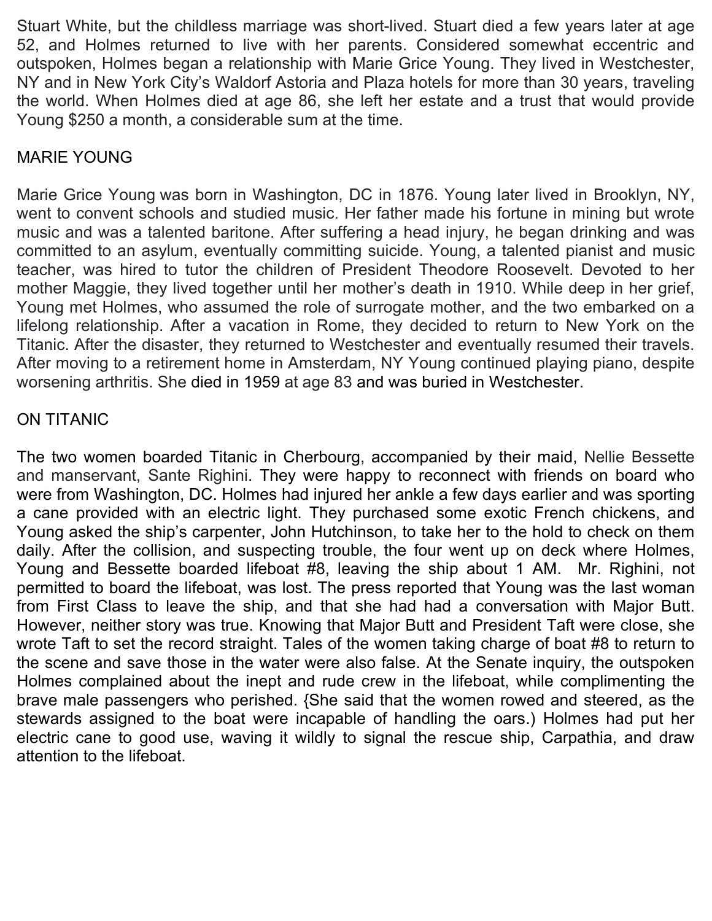Stuart White, but the childless marriage was short-lived. Stuart died a few years later at age 52, and Holmes returned to live with her parents. Considered somewhat eccentric and outspoken, Holmes began a relationship with Marie Grice Young. They lived in Westchester, NY and in New York City's Waldorf Astoria and Plaza hotels for more than 30 years, traveling the world. When Holmes died at age 86, she left her estate and a trust that would provide Young $250 a month, a considerable sum at the time.

## MARIE YOUNG

Marie Grice Young was born in Washington, DC in 1876. Young later lived in Brooklyn, NY, went to convent schools and studied music. Her father made his fortune in mining but wrote music and was a talented baritone. After suffering a head injury, he began drinking and was committed to an asylum, eventually committing suicide. Young, a talented pianist and music teacher, was hired to tutor the children of President Theodore Roosevelt. Devoted to her mother Maggie, they lived together until her mother's death in 1910. While deep in her grief, Young met Holmes, who assumed the role of surrogate mother, and the two embarked on a lifelong relationship. After a vacation in Rome, they decided to return to New York on the Titanic. After the disaster, they returned to Westchester and eventually resumed their travels. After moving to a retirement home in Amsterdam, NY Young continued playing piano, despite worsening arthritis. She died in 1959 at age 83 and was buried in Westchester.

## ON TITANIC

The two women boarded Titanic in Cherbourg, accompanied by their maid, Nellie Bessette and manservant, Sante Righini. They were happy to reconnect with friends on board who were from Washington, DC. Holmes had injured her ankle a few days earlier and was sporting a cane provided with an electric light. They purchased some exotic French chickens, and Young asked the ship's carpenter, John Hutchinson, to take her to the hold to check on them daily. After the collision, and suspecting trouble, the four went up on deck where Holmes, Young and Bessette boarded lifeboat #8, leaving the ship about 1 AM. Mr. Righini, not permitted to board the lifeboat, was lost. The press reported that Young was the last woman from First Class to leave the ship, and that she had had a conversation with Major Butt. However, neither story was true. Knowing that Major Butt and President Taft were close, she wrote Taft to set the record straight. Tales of the women taking charge of boat #8 to return to the scene and save those in the water were also false. At the Senate inquiry, the outspoken Holmes complained about the inept and rude crew in the lifeboat, while complimenting the brave male passengers who perished. {She said that the women rowed and steered, as the stewards assigned to the boat were incapable of handling the oars.) Holmes had put her electric cane to good use, waving it wildly to signal the rescue ship, Carpathia, and draw attention to the lifeboat.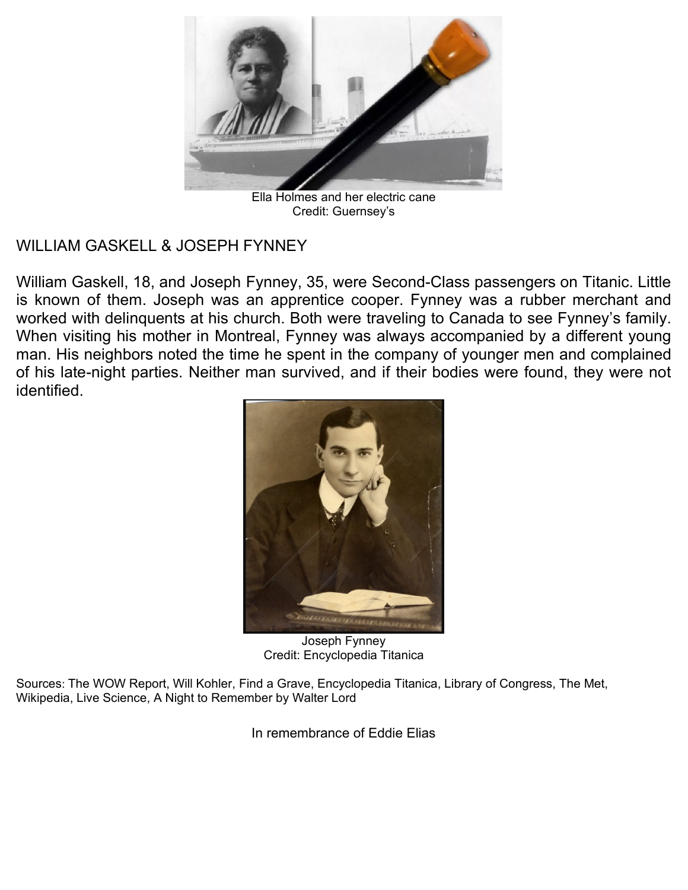Ella Holmes and her electric cane
Credit: Guernsey's

## WILLIAM GASKELL & JOSEPH FYNNEY

William Gaskell, 18, and Joseph Fynney, 35, were Second-Class passengers on Titanic. Little is known of them. Joseph was an apprentice cooper. Fynney was a rubber merchant and worked with delinquents at his church. Both were traveling to Canada to see Fynney's family. When visiting his mother in Montreal, Fynney was always accompanied by a different young man. His neighbors noted the time he spent in the company of younger men and complained of his late-night parties. Neither man survived, and if their bodies were found, they were not identified.

Joseph Fynney
Credit: Encyclopedia Titanica

Sources: The WOW Report, Will Kohler, Find a Grave, Encyclopedia Titanica, Library of Congress, The Met, Wikipedia, Live Science, A Night to Remember by Walter Lord

In remembrance of Eddie Elias